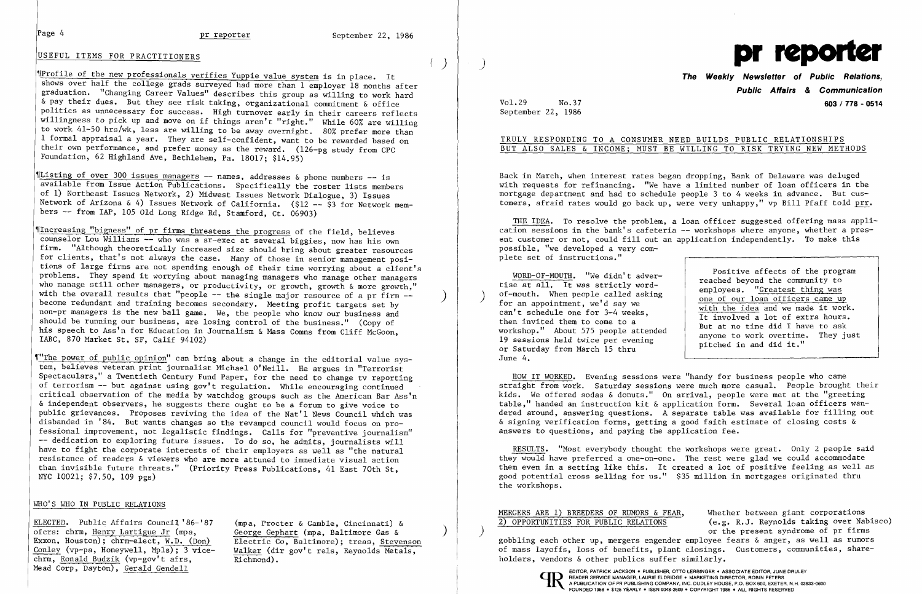## USEFUL ITEMS FOR PRACTITIONERS

¶Profile of the new professionals verifies Yuppie value system is in place. It shows over half the college grads surveyed had more than 1 employer 18 months after graduation. "Changing Career Values" describes this group as willing to work hard & pay their dues. But they see risk taking, organizational commitment & office politics as unnecessary for success. High turnover early in their careers reflects willingness to pick up and move on if things aren't "right." While 60% are willing to work 41-50 hrs/wk, less are willing to be away overnight. 80% prefer more than 1 formal appraisal a year. They are self-confident, want to be rewarded based on their own performance, and prefer money as the reward. (126-pg study from CPC Foundation, 62 Highland Ave, Bethlehem, Pa. 18017; $14.95)

¶Listing of over 300 issues managers -- names, addresses & phone numbers -- is available from Issue Action Publications. Specifically the roster lists members of 1) Northeast Issues Network, 2) Midwest Issues Network Dialogue, 3) Issues Network of Arizona & 4) Issues Network of California. ($12 -- $3 for Network members -- from IAP, 105 Old Long Ridge Rd, Stamford, Ct. 06903)

¶Increasing "bigness" of pr firms threatens the progress of the field, believes counselor Lou Williams -- who was a sr-exec at several biggies, now has his own firm. "Although theoretically increased size should bring about greater resources for clients, that's not always the case. Many of those in senior management positions of large firms are not spending enough of their time worrying about a client's problems. They spend it worrying about managing managers who manage other managers who manage still other managers, or productivity, or growth, growth & more growth," with the overall results that "people -- the single major resource of a pr firm -- become redundant and training becomes secondary. Meeting profit targets set by non-pr managers is the new ball game. We, the people who know our business and should be running our business, are losing control of the business." (Copy of his speech to Ass'n for Education in Journalism & Mass Comns from Cliff McGoon, IABC, 870 Market St, SF, Calif 94102)

¶"The power of public opinion" can bring about a change in the editorial value system, believes veteran print journalist Michael O'Neill. He argues in "Terrorist Spectaculars," a Twentieth Century Fund Paper, for the need to change tv reporting of terrorism -- but against using gov't regulation. While encouraging continued critical observation of the media by watchdog groups such as the American Bar Ass'n & independent observers, he suggests there ought to be a forum to give voice to public grievances. Proposes reviving the idea of the Nat'l News Council which was disbanded in '84. But wants changes so the revamped council would focus on professional improvement, not legalistic findings. Calls for "preventive journalism" -- dedication to exploring future issues. To do so, he admits, journalists will have to fight the corporate interests of their employers as well as "the natural resistance of readers & viewers who are more attuned to immediate visual action than invisible future threats." (Priority Press Publications, 41 East 70th St, NYC 10021; $7.50, 109 pgs)

## WHO'S WHO IN PUBLIC RELATIONS

ELECTED. Public Affairs Council '86-'87 ofcrs: chrm, Henry Lartigue Jr (mpa, Exxon, Houston); chrm-elect, W.D. (Don) Conley (vp-pa, Honeywell, Mpls); 3 vice-chrm, Ronald Budzik (vp-gov't afrs, Mead Corp, Dayton), Gerald Gendell (mpa, Procter & Gamble, Cincinnati) & George Gephart (mpa, Baltimore Gas & Electric Co, Baltimore); treas, Stevenson Walker (dir gov't rels, Reynolds Metals, Richmond).

# pr reporter

**The Weekly Newsletter of Public Relations, Public Affairs & Communication**

Vol.29 No.37
September 22, 1986

603 / 778 - 0514

## TRULY RESPONDING TO A CONSUMER NEED BUILDS PUBLIC RELATIONSHIPS BUT ALSO SALES & INCOME; MUST BE WILLING TO RISK TRYING NEW METHODS

Back in March, when interest rates began dropping, Bank of Delaware was deluged with requests for refinancing. "We have a limited number of loan officers in the mortgage department and had to schedule people 3 to 4 weeks in advance. But customers, afraid rates would go back up, were very unhappy," vp Bill Pfaff told prr.

THE IDEA. To resolve the problem, a loan officer suggested offering mass application sessions in the bank's cafeteria -- workshops where anyone, whether a present customer or not, could fill out an application independently. To make this possible, "we developed a very complete set of instructions."

WORD-OF-MOUTH. "We didn't advertise at all. It was strictly word-of-mouth. When people called asking for an appointment, we'd say we can't schedule one for 3-4 weeks, then invited them to come to a workshop." About 575 people attended 19 sessions held twice per evening or Saturday from March 15 thru June 4.

> Positive effects of the program reached beyond the community to employees. "Greatest thing was one of our loan officers came up with the idea and we made it work. It involved a lot of extra hours. But at no time did I have to ask anyone to work overtime. They just pitched in and did it."

HOW IT WORKED. Evening sessions were "handy for business people who came straight from work. Saturday sessions were much more casual. People brought their kids. We offered sodas & donuts." On arrival, people were met at the "greeting table," handed an instruction kit & application form. Several loan officers wandered around, answering questions. A separate table was available for filling out & signing verification forms, getting a good faith estimate of closing costs & answers to questions, and paying the application fee.

RESULTS. "Most everybody thought the workshops were great. Only 2 people said they would have preferred a one-on-one. The rest were glad we could accommodate them even in a setting like this. It created a lot of positive feeling as well as good potential cross selling for us." $35 million in mortgages originated thru the workshops.

MERGERS ARE 1) BREEDERS OF RUMORS & FEAR, 2) OPPORTUNITIES FOR PUBLIC RELATIONS

Whether between giant corporations (e.g. R.J. Reynolds taking over Nabisco) or the present syndrome of pr firms gobbling each other up, mergers engender employee fears & anger, as well as rumors of mass layoffs, loss of benefits, plant closings. Customers, communities, shareholders, vendors & other publics suffer similarly.

EDITOR, PATRICK JACKSON • PUBLISHER, OTTO LERBINGER • ASSOCIATE EDITOR, JUNE DRULEY
READER SERVICE MANAGER, LAURIE ELDRIDGE • MARKETING DIRECTOR, ROBIN PETERS
A PUBLICATION OF PR PUBLISHING COMPANY, INC. DUDLEY HOUSE, P.O. BOX 600, EXETER, N.H. 03833-0600
FOUNDED 1958 • $125 YEARLY • ISSN 0048-2609 • COPYRIGHT 1986 • ALL RIGHTS RESERVED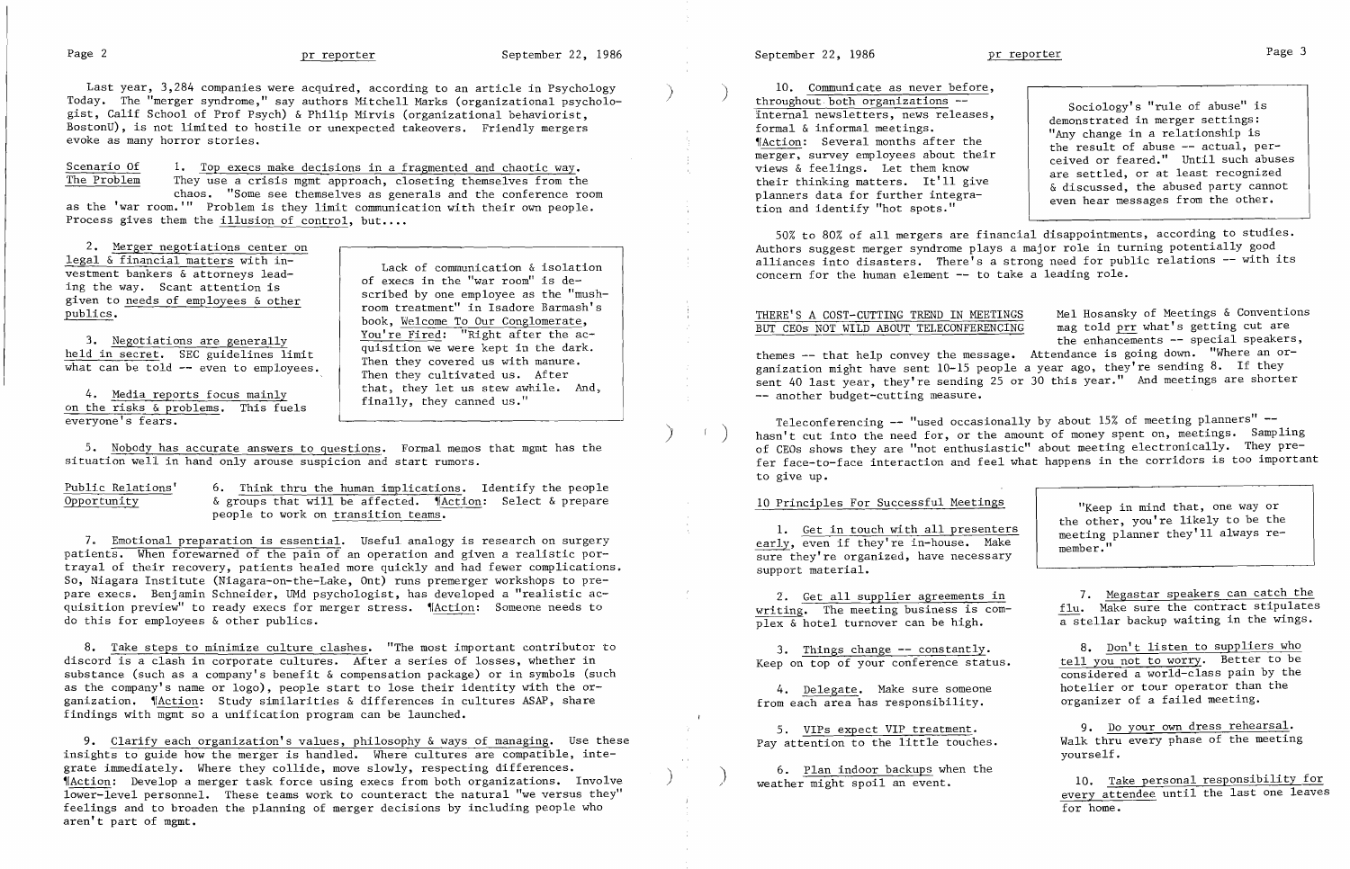Last year, 3,284 companies were acquired, according to an article in Psychology Today. The "merger syndrome," say authors Mitchell Marks (organizational psychologist, Calif School of Prof Psych) & Philip Mirvis (organizational behaviorist, BostonU), is not limited to hostile or unexpected takeovers. Friendly mergers evoke as many horror stories.

**Scenario Of The Problem**

1. Top execs make decisions in a fragmented and chaotic way. They use a crisis mgmt approach, closeting themselves from the chaos. "Some see themselves as generals and the conference room as the 'war room.'" Problem is they limit communication with their own people. Process gives them the illusion of control, but....

2. Merger negotiations center on legal & financial matters with investment bankers & attorneys leading the way. Scant attention is given to needs of employees & other publics.

3. Negotiations are generally held in secret. SEC guidelines limit what can be told -- even to employees.

4. Media reports focus mainly on the risks & problems. This fuels everyone's fears.

> Lack of communication & isolation of execs in the "war room" is described by one employee as the "mushroom treatment" in Isadore Barmash's book, Welcome To Our Conglomerate, You're Fired: "Right after the acquisition we were kept in the dark. Then they covered us with manure. Then they cultivated us. After that, they let us stew awhile. And, finally, they canned us."

5. Nobody has accurate answers to questions. Formal memos that mgmt has the situation well in hand only arouse suspicion and start rumors.

**Public Relations' Opportunity**

6. Think thru the human implications. Identify the people & groups that will be affected. ¶Action: Select & prepare people to work on transition teams.

7. Emotional preparation is essential. Useful analogy is research on surgery patients. When forewarned of the pain of an operation and given a realistic portrayal of their recovery, patients healed more quickly and had fewer complications. So, Niagara Institute (Niagara-on-the-Lake, Ont) runs premerger workshops to prepare execs. Benjamin Schneider, UMd psychologist, has developed a "realistic acquisition preview" to ready execs for merger stress. ¶Action: Someone needs to do this for employees & other publics.

8. Take steps to minimize culture clashes. "The most important contributor to discord is a clash in corporate cultures. After a series of losses, whether in substance (such as a company's benefit & compensation package) or in symbols (such as the company's name or logo), people start to lose their identity with the organization. ¶Action: Study similarities & differences in cultures ASAP, share findings with mgmt so a unification program can be launched.

9. Clarify each organization's values, philosophy & ways of managing. Use these insights to guide how the merger is handled. Where cultures are compatible, integrate immediately. Where they collide, move slowly, respecting differences. ¶Action: Develop a merger task force using execs from both organizations. Involve lower-level personnel. These teams work to counteract the natural "we versus they" feelings and to broaden the planning of merger decisions by including people who aren't part of mgmt.

10. Communicate as never before, throughout both organizations -- internal newsletters, news releases, formal & informal meetings. ¶Action: Several months after the merger, survey employees about their views & feelings. Let them know their thinking matters. It'll give planners data for further integration and identify "hot spots."

> Sociology's "rule of abuse" is demonstrated in merger settings: "Any change in a relationship is the result of abuse -- actual, perceived or feared." Until such abuses are settled, or at least recognized & discussed, the abused party cannot even hear messages from the other.

50% to 80% of all mergers are financial disappointments, according to studies. Authors suggest merger syndrome plays a major role in turning potentially good alliances into disasters. There's a strong need for public relations -- with its concern for the human element -- to take a leading role.

## THERE'S A COST-CUTTING TREND IN MEETINGS BUT CEOs NOT WILD ABOUT TELECONFERENCING

Mel Hosansky of Meetings & Conventions mag told prr what's getting cut are the enhancements -- special speakers, themes -- that help convey the message. Attendance is going down. "Where an organization might have sent 10-15 people a year ago, they're sending 8. If they sent 40 last year, they're sending 25 or 30 this year." And meetings are shorter -- another budget-cutting measure.

Teleconferencing -- "used occasionally by about 15% of meeting planners" -- hasn't cut into the need for, or the amount of money spent on, meetings. Sampling of CEOs shows they are "not enthusiastic" about meeting electronically. They prefer face-to-face interaction and feel what happens in the corridors is too important to give up.

### 10 Principles For Successful Meetings

> "Keep in mind that, one way or the other, you're likely to be the meeting planner they'll always remember."

1. Get in touch with all presenters early, even if they're in-house. Make sure they're organized, have necessary support material.

2. Get all supplier agreements in writing. The meeting business is complex & hotel turnover can be high.

3. Things change -- constantly. Keep on top of your conference status.

4. Delegate. Make sure someone from each area has responsibility.

5. VIPs expect VIP treatment. Pay attention to the little touches.

6. Plan indoor backups when the weather might spoil an event.

7. Megastar speakers can catch the flu. Make sure the contract stipulates a stellar backup waiting in the wings.

8. Don't listen to suppliers who tell you not to worry. Better to be considered a world-class pain by the hotelier or tour operator than the organizer of a failed meeting.

9. Do your own dress rehearsal. Walk thru every phase of the meeting yourself.

10. Take personal responsibility for every attendee until the last one leaves for home.